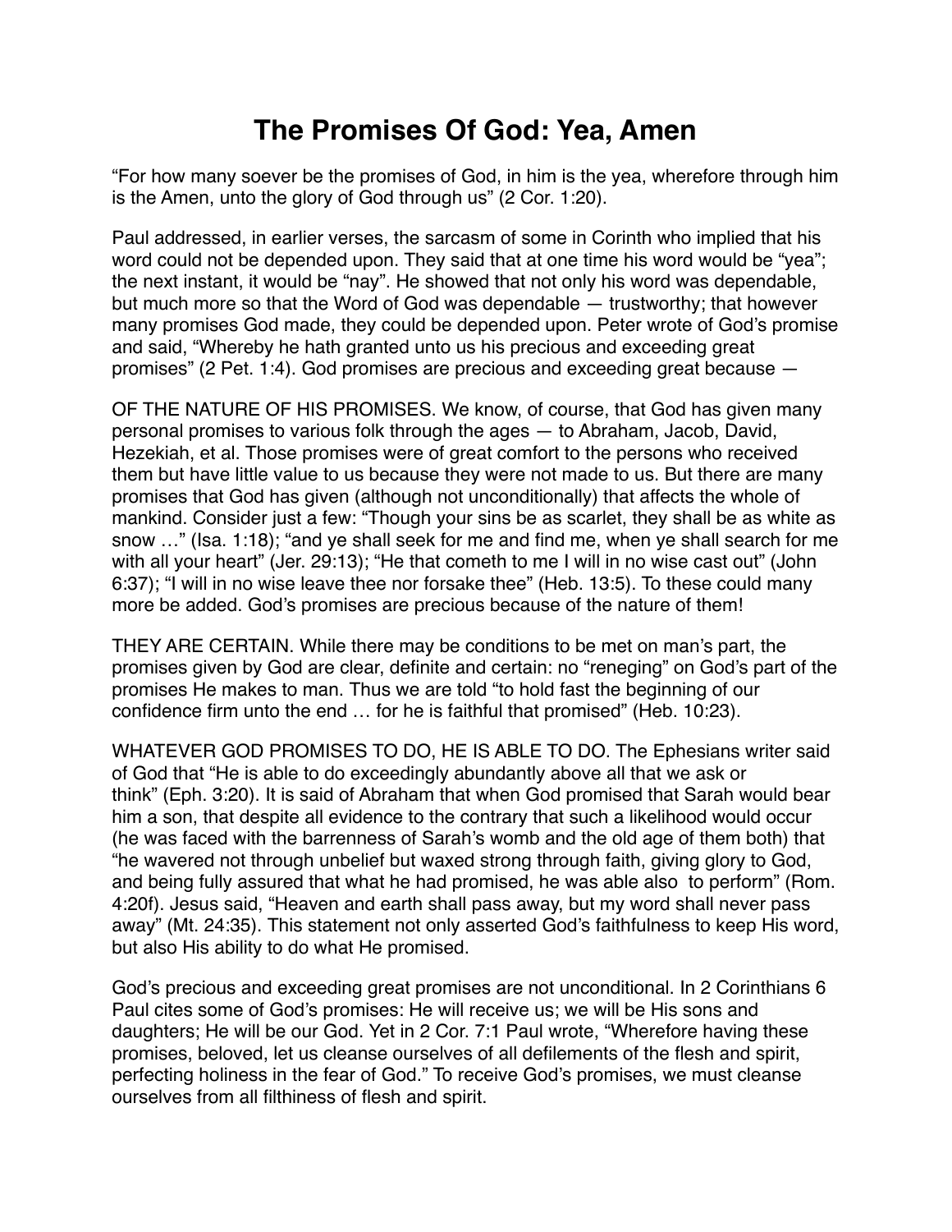# The Promises Of God: Yea, Amen

“For how many soever be the promises of God, in him is the yea, wherefore through him is the Amen, unto the glory of God through us” (2 Cor. 1:20).

Paul addressed, in earlier verses, the sarcasm of some in Corinth who implied that his word could not be depended upon. They said that at one time his word would be “yea”; the next instant, it would be “nay”. He showed that not only his word was dependable, but much more so that the Word of God was dependable — trustworthy; that however many promises God made, they could be depended upon. Peter wrote of God’s promise and said, “Whereby he hath granted unto us his precious and exceeding great promises” (2 Pet. 1:4). God promises are precious and exceeding great because —

OF THE NATURE OF HIS PROMISES. We know, of course, that God has given many personal promises to various folk through the ages — to Abraham, Jacob, David, Hezekiah, et al. Those promises were of great comfort to the persons who received them but have little value to us because they were not made to us. But there are many promises that God has given (although not unconditionally) that affects the whole of mankind. Consider just a few: “Though your sins be as scarlet, they shall be as white as snow …” (Isa. 1:18); “and ye shall seek for me and find me, when ye shall search for me with all your heart” (Jer. 29:13); “He that cometh to me I will in no wise cast out” (John 6:37); “I will in no wise leave thee nor forsake thee” (Heb. 13:5). To these could many more be added. God’s promises are precious because of the nature of them!

THEY ARE CERTAIN. While there may be conditions to be met on man’s part, the promises given by God are clear, definite and certain: no “reneging” on God’s part of the promises He makes to man. Thus we are told “to hold fast the beginning of our confidence firm unto the end … for he is faithful that promised” (Heb. 10:23).

WHATEVER GOD PROMISES TO DO, HE IS ABLE TO DO. The Ephesians writer said of God that “He is able to do exceedingly abundantly above all that we ask or think” (Eph. 3:20). It is said of Abraham that when God promised that Sarah would bear him a son, that despite all evidence to the contrary that such a likelihood would occur (he was faced with the barrenness of Sarah’s womb and the old age of them both) that “he wavered not through unbelief but waxed strong through faith, giving glory to God, and being fully assured that what he had promised, he was able also to perform” (Rom. 4:20f). Jesus said, “Heaven and earth shall pass away, but my word shall never pass away” (Mt. 24:35). This statement not only asserted God’s faithfulness to keep His word, but also His ability to do what He promised.

God’s precious and exceeding great promises are not unconditional. In 2 Corinthians 6 Paul cites some of God’s promises: He will receive us; we will be His sons and daughters; He will be our God. Yet in 2 Cor. 7:1 Paul wrote, “Wherefore having these promises, beloved, let us cleanse ourselves of all defilements of the flesh and spirit, perfecting holiness in the fear of God.” To receive God’s promises, we must cleanse ourselves from all filthiness of flesh and spirit.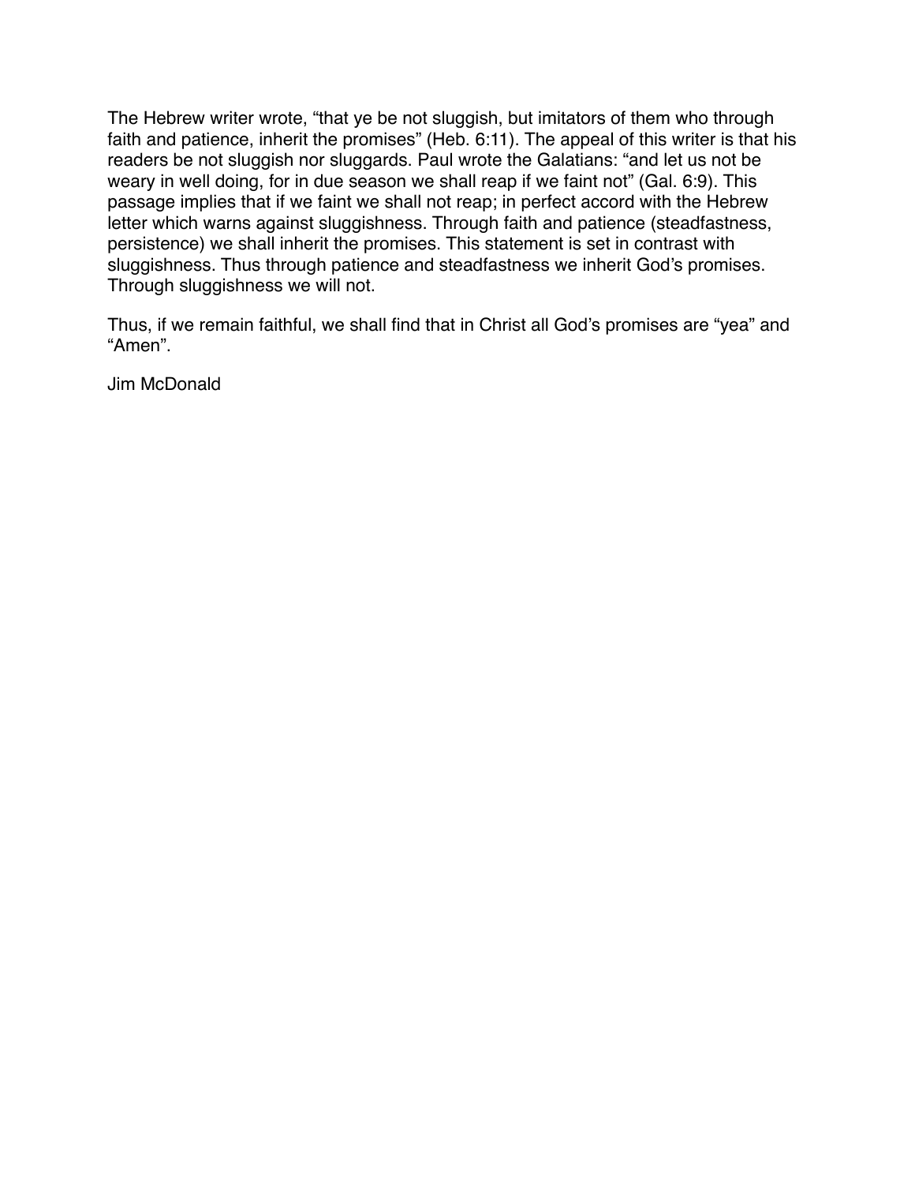The Hebrew writer wrote, "that ye be not sluggish, but imitators of them who through faith and patience, inherit the promises" (Heb. 6:11). The appeal of this writer is that his readers be not sluggish nor sluggards. Paul wrote the Galatians: "and let us not be weary in well doing, for in due season we shall reap if we faint not" (Gal. 6:9). This passage implies that if we faint we shall not reap; in perfect accord with the Hebrew letter which warns against sluggishness. Through faith and patience (steadfastness, persistence) we shall inherit the promises. This statement is set in contrast with sluggishness. Thus through patience and steadfastness we inherit God's promises. Through sluggishness we will not.

Thus, if we remain faithful, we shall find that in Christ all God's promises are "yea" and "Amen".

Jim McDonald